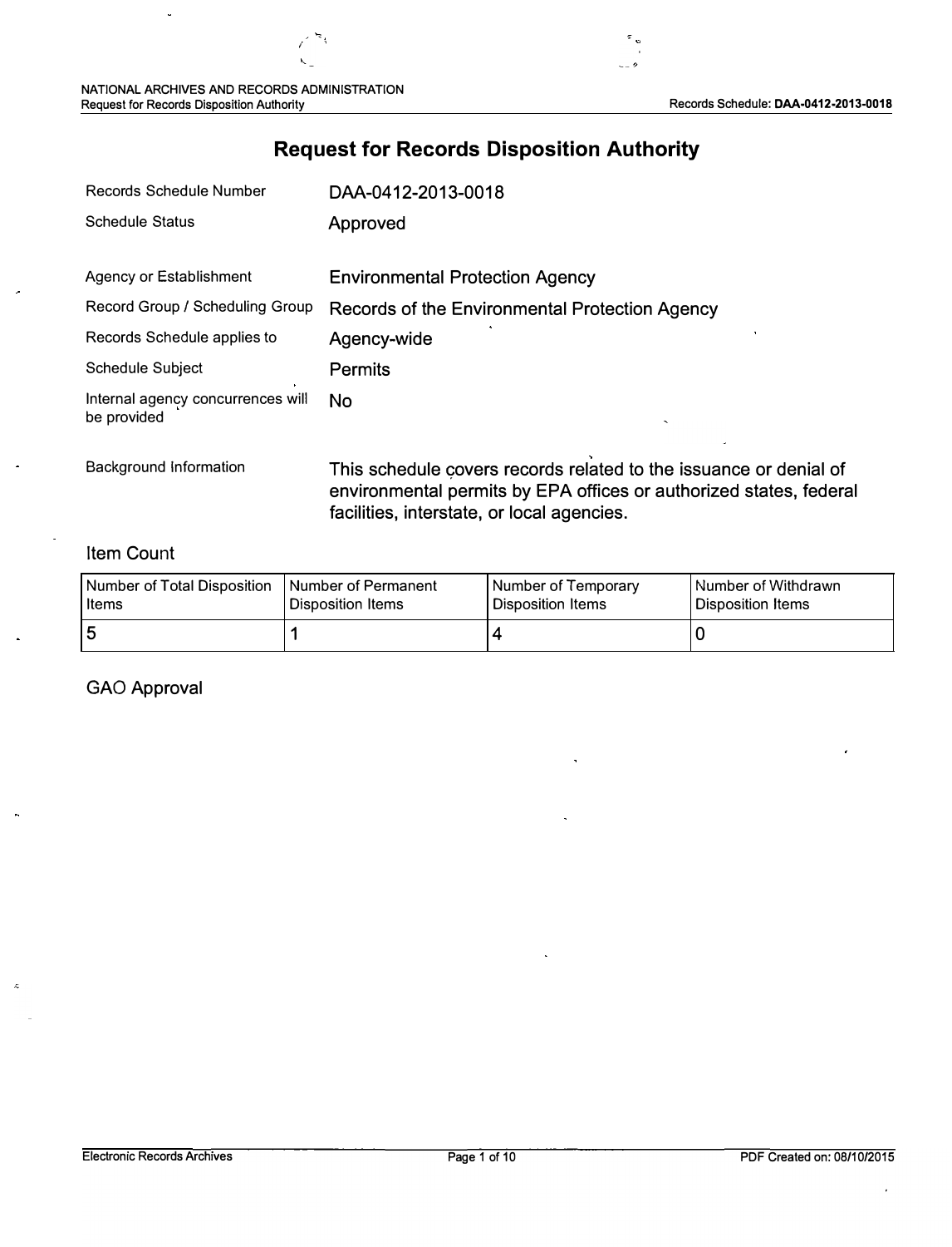# Request for Records Disposition Authority

| | |
|---|---|
| Records Schedule Number | DAA-0412-2013-0018 |
| Schedule Status | Approved |
| Agency or Establishment | Environmental Protection Agency |
| Record Group / Scheduling Group | Records of the Environmental Protection Agency |
| Records Schedule applies to | Agency-wide |
| Schedule Subject | Permits |
| Internal agency concurrences will be provided | No |
| Background Information | This schedule covers records related to the issuance or denial of environmental permits by EPA offices or authorized states, federal facilities, interstate, or local agencies. |

## Item Count

| Number of Total Disposition Items | Number of Permanent Disposition Items | Number of Temporary Disposition Items | Number of Withdrawn Disposition Items |
|---|---|---|---|
| 5 | 1 | 4 | 0 |

## GAO Approval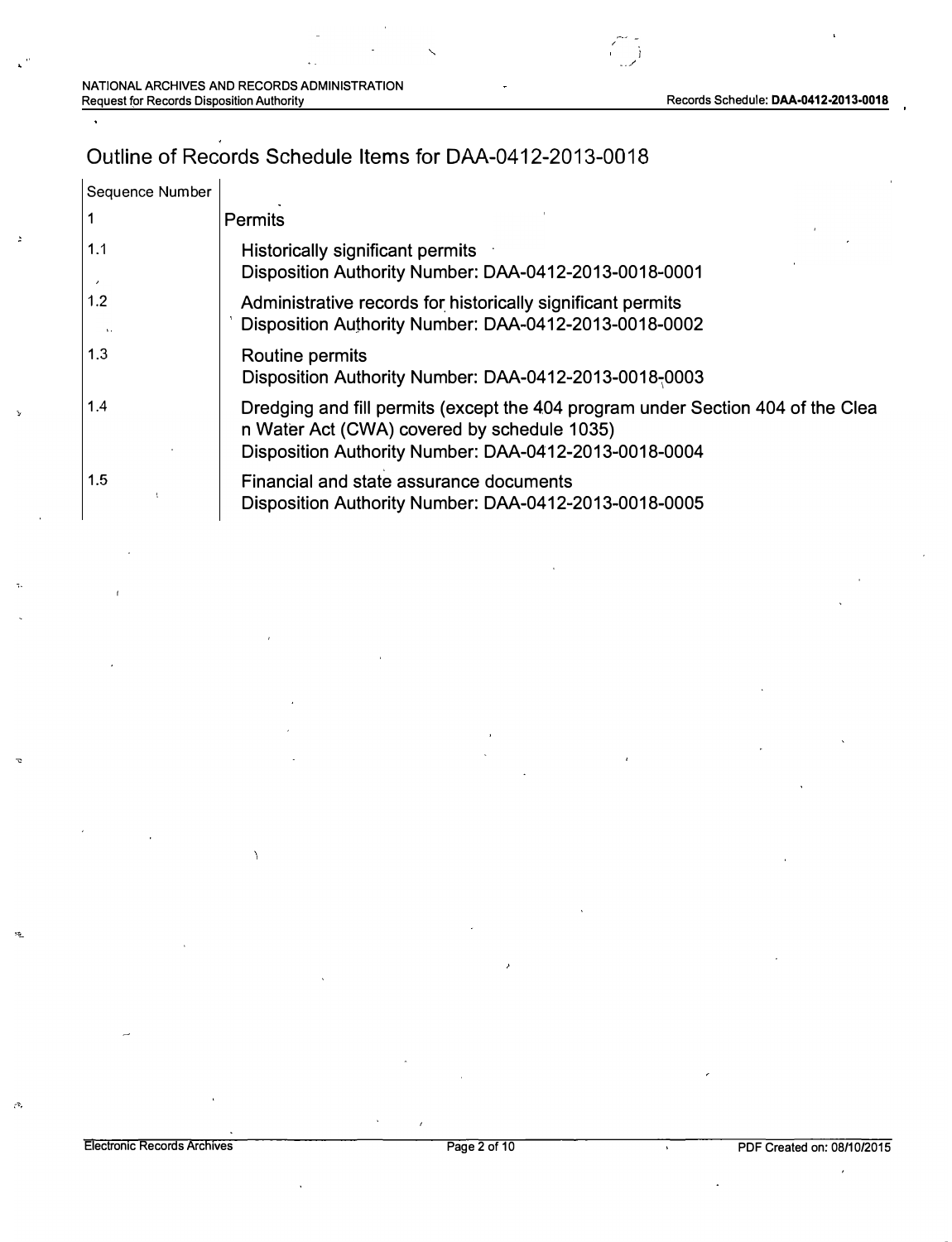# Outline of Records Schedule Items for DAA-0412-2013-0018

| Sequence Number | |
|---|---|
| 1 | Permits |
| 1.1 | Historically significant permits<br>Disposition Authority Number: DAA-0412-2013-0018-0001 |
| 1.2 | Administrative records for historically significant permits<br>Disposition Authority Number: DAA-0412-2013-0018-0002 |
| 1.3 | Routine permits<br>Disposition Authority Number: DAA-0412-2013-0018-0003 |
| 1.4 | Dredging and fill permits (except the 404 program under Section 404 of the Clea n Water Act (CWA) covered by schedule 1035)<br>Disposition Authority Number: DAA-0412-2013-0018-0004 |
| 1.5 | Financial and state assurance documents<br>Disposition Authority Number: DAA-0412-2013-0018-0005 |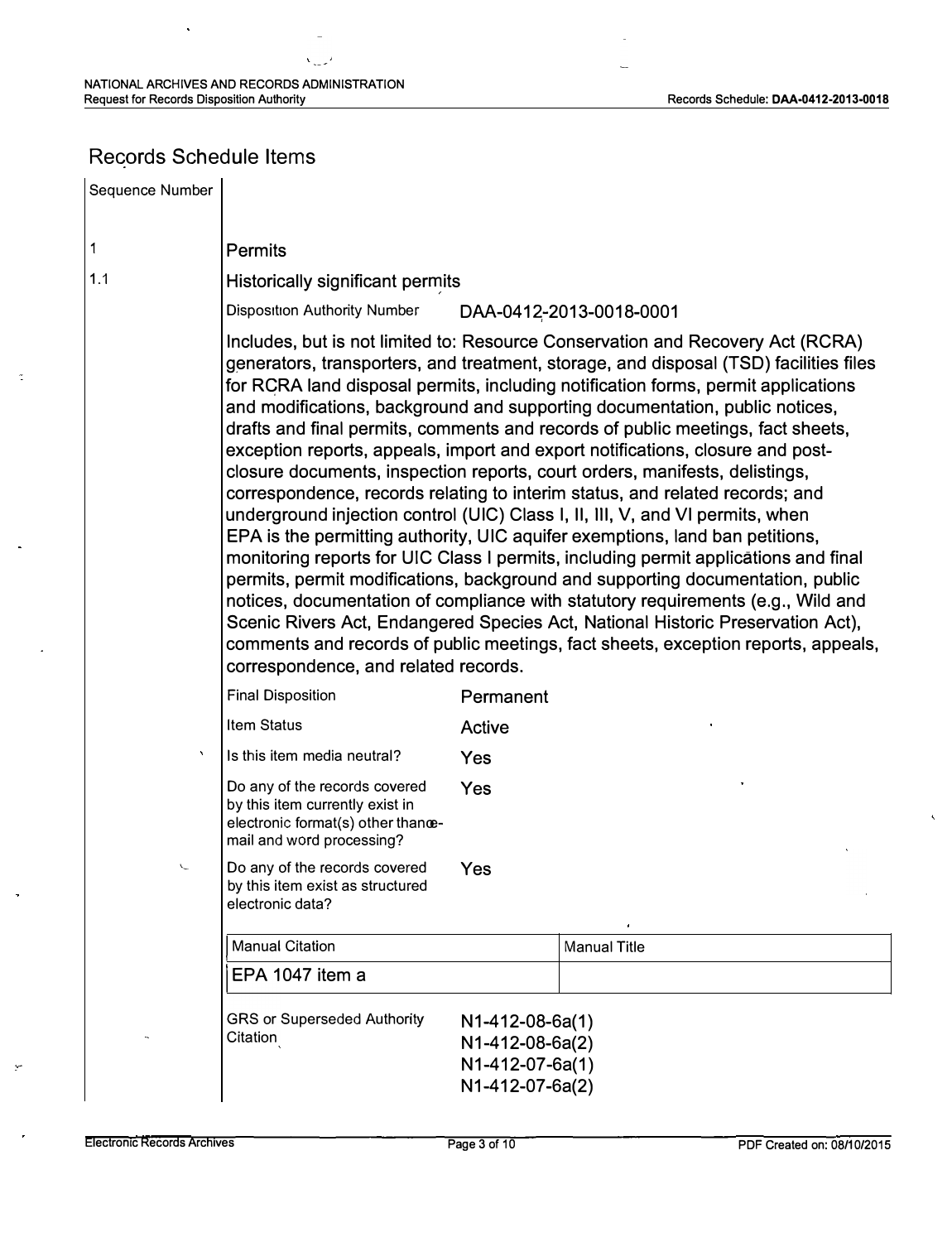## Records Schedule Items

| Sequence Number | |
|---|---|
| 1 | **Permits** |
| 1.1 | **Historically significant permits** |

Disposition Authority Number: DAA-0412-2013-0018-0001

Includes, but is not limited to: Resource Conservation and Recovery Act (RCRA) generators, transporters, and treatment, storage, and disposal (TSD) facilities files for RCRA land disposal permits, including notification forms, permit applications and modifications, background and supporting documentation, public notices, drafts and final permits, comments and records of public meetings, fact sheets, exception reports, appeals, import and export notifications, closure and post-closure documents, inspection reports, court orders, manifests, delistings, correspondence, records relating to interim status, and related records; and underground injection control (UIC) Class I, II, III, V, and VI permits, when EPA is the permitting authority, UIC aquifer exemptions, land ban petitions, monitoring reports for UIC Class I permits, including permit applications and final permits, permit modifications, background and supporting documentation, public notices, documentation of compliance with statutory requirements (e.g., Wild and Scenic Rivers Act, Endangered Species Act, National Historic Preservation Act), comments and records of public meetings, fact sheets, exception reports, appeals, correspondence, and related records.

| | |
|---|---|
| Final Disposition | Permanent |
| Item Status | Active |
| Is this item media neutral? | Yes |
| Do any of the records covered by this item currently exist in electronic format(s) other than e-mail and word processing? | Yes |
| Do any of the records covered by this item exist as structured electronic data? | Yes |

| Manual Citation | Manual Title |
|---|---|
| EPA 1047 item a | |

GRS or Superseded Authority Citation:
N1-412-08-6a(1)
N1-412-08-6a(2)
N1-412-07-6a(1)
N1-412-07-6a(2)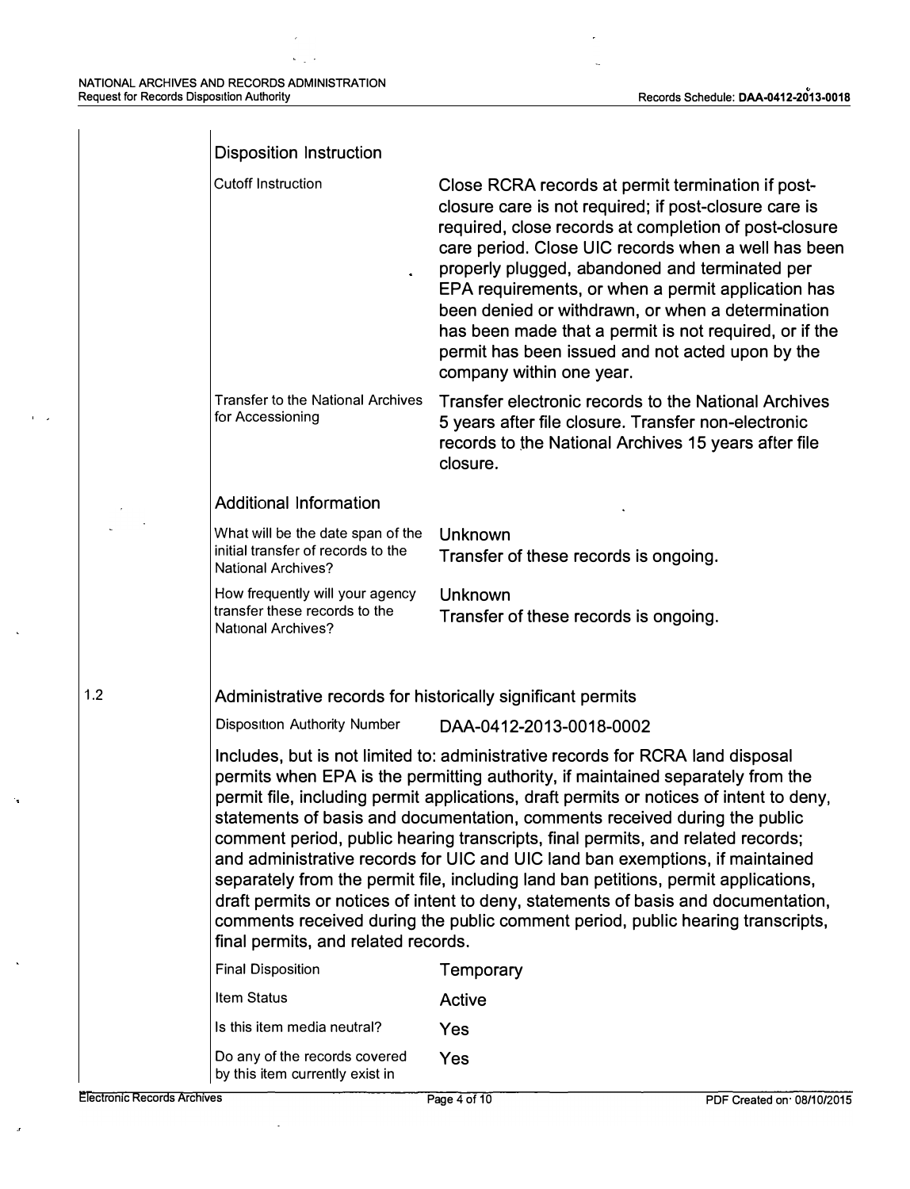### Disposition Instruction

| | |
|---|---|
| Cutoff Instruction | Close RCRA records at permit termination if post-closure care is not required; if post-closure care is required, close records at completion of post-closure care period. Close UIC records when a well has been properly plugged, abandoned and terminated per EPA requirements, or when a permit application has been denied or withdrawn, or when a determination has been made that a permit is not required, or if the permit has been issued and not acted upon by the company within one year. |
| Transfer to the National Archives for Accessioning | Transfer electronic records to the National Archives 5 years after file closure. Transfer non-electronic records to the National Archives 15 years after file closure. |

### Additional Information

| | |
|---|---|
| What will be the date span of the initial transfer of records to the National Archives? | Unknown<br>Transfer of these records is ongoing. |
| How frequently will your agency transfer these records to the National Archives? | Unknown<br>Transfer of these records is ongoing. |

## 1.2 Administrative records for historically significant permits

Disposition Authority Number DAA-0412-2013-0018-0002

Includes, but is not limited to: administrative records for RCRA land disposal permits when EPA is the permitting authority, if maintained separately from the permit file, including permit applications, draft permits or notices of intent to deny, statements of basis and documentation, comments received during the public comment period, public hearing transcripts, final permits, and related records; and administrative records for UIC and UIC land ban exemptions, if maintained separately from the permit file, including land ban petitions, permit applications, draft permits or notices of intent to deny, statements of basis and documentation, comments received during the public comment period, public hearing transcripts, final permits, and related records.

| | |
|---|---|
| Final Disposition | Temporary |
| Item Status | Active |
| Is this item media neutral? | Yes |
| Do any of the records covered by this item currently exist in | Yes |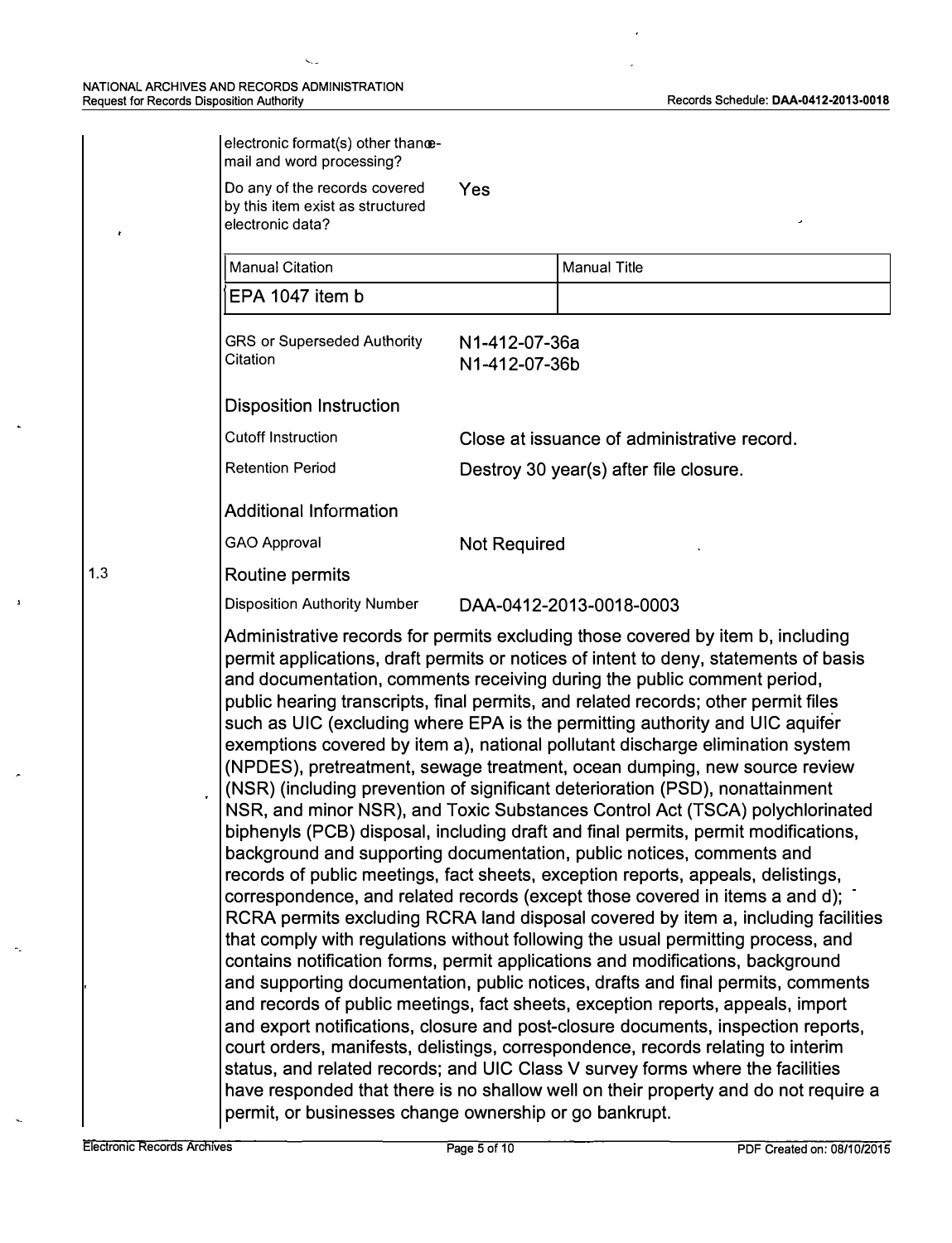electronic format(s) other than e-mail and word processing?

Do any of the records covered by this item exist as structured electronic data? Yes

| Manual Citation | Manual Title |
|---|---|
| EPA 1047 item b | |

GRS or Superseded Authority Citation: N1-412-07-36a
N1-412-07-36b

Disposition Instruction

Cutoff Instruction: Close at issuance of administrative record.

Retention Period: Destroy 30 year(s) after file closure.

Additional Information

GAO Approval: Not Required

1.3 Routine permits

Disposition Authority Number: DAA-0412-2013-0018-0003

Administrative records for permits excluding those covered by item b, including permit applications, draft permits or notices of intent to deny, statements of basis and documentation, comments receiving during the public comment period, public hearing transcripts, final permits, and related records; other permit files such as UIC (excluding where EPA is the permitting authority and UIC aquifer exemptions covered by item a), national pollutant discharge elimination system (NPDES), pretreatment, sewage treatment, ocean dumping, new source review (NSR) (including prevention of significant deterioration (PSD), nonattainment NSR, and minor NSR), and Toxic Substances Control Act (TSCA) polychlorinated biphenyls (PCB) disposal, including draft and final permits, permit modifications, background and supporting documentation, public notices, comments and records of public meetings, fact sheets, exception reports, appeals, delistings, correspondence, and related records (except those covered in items a and d); RCRA permits excluding RCRA land disposal covered by item a, including facilities that comply with regulations without following the usual permitting process, and contains notification forms, permit applications and modifications, background and supporting documentation, public notices, drafts and final permits, comments and records of public meetings, fact sheets, exception reports, appeals, import and export notifications, closure and post-closure documents, inspection reports, court orders, manifests, delistings, correspondence, records relating to interim status, and related records; and UIC Class V survey forms where the facilities have responded that there is no shallow well on their property and do not require a permit, or businesses change ownership or go bankrupt.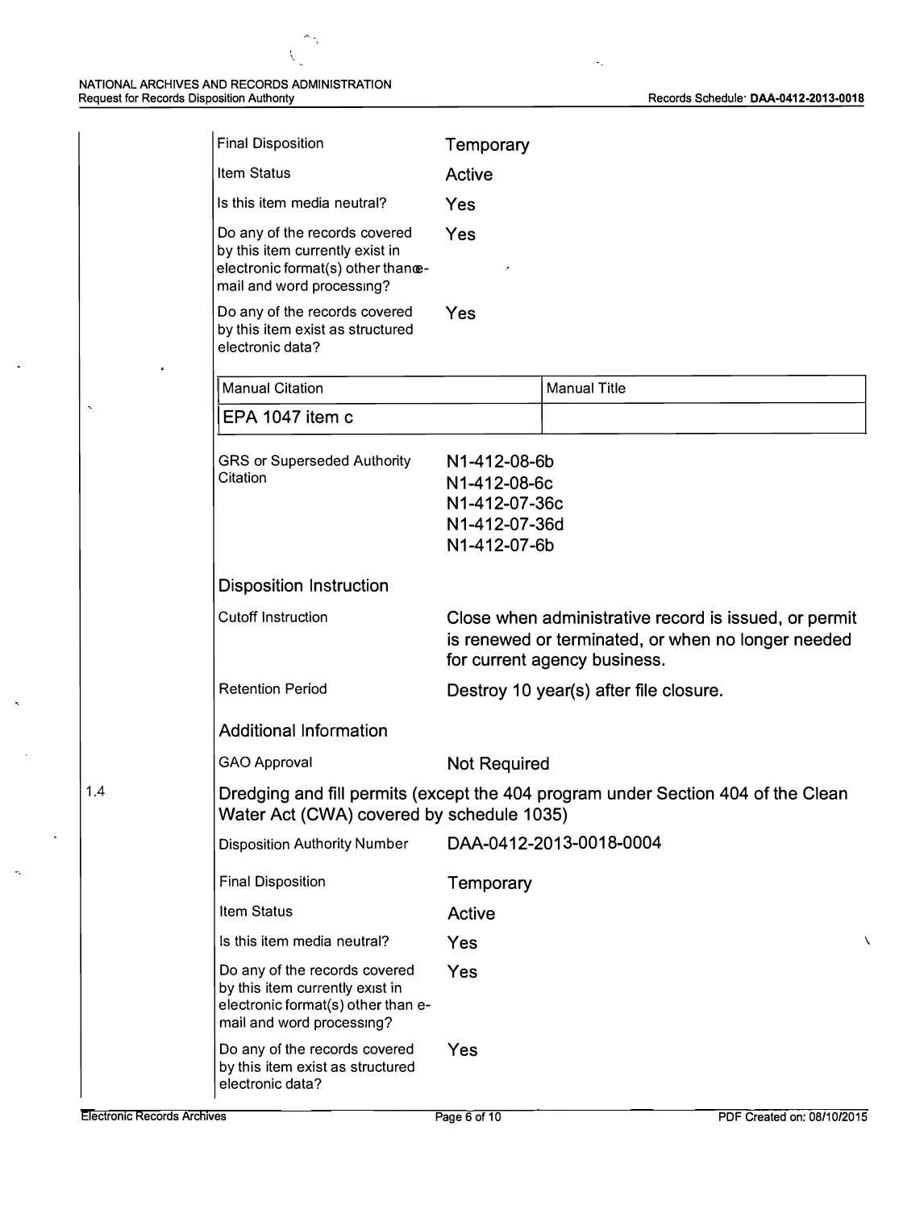| | |
|---|---|
| Final Disposition | Temporary |
| Item Status | Active |
| Is this item media neutral? | Yes |
| Do any of the records covered by this item currently exist in electronic format(s) other than e-mail and word processing? | Yes |
| Do any of the records covered by this item exist as structured electronic data? | Yes |

| Manual Citation | Manual Title |
|---|---|
| EPA 1047 item c | |

| | |
|---|---|
| GRS or Superseded Authority Citation | N1-412-08-6b<br>N1-412-08-6c<br>N1-412-07-36c<br>N1-412-07-36d<br>N1-412-07-6b |

### Disposition Instruction

| | |
|---|---|
| Cutoff Instruction | Close when administrative record is issued, or permit is renewed or terminated, or when no longer needed for current agency business. |
| Retention Period | Destroy 10 year(s) after file closure. |

### Additional Information

| | |
|---|---|
| GAO Approval | Not Required |

1.4 Dredging and fill permits (except the 404 program under Section 404 of the Clean Water Act (CWA) covered by schedule 1035)

| | |
|---|---|
| Disposition Authority Number | DAA-0412-2013-0018-0004 |
| Final Disposition | Temporary |
| Item Status | Active |
| Is this item media neutral? | Yes |
| Do any of the records covered by this item currently exist in electronic format(s) other than e-mail and word processing? | Yes |
| Do any of the records covered by this item exist as structured electronic data? | Yes |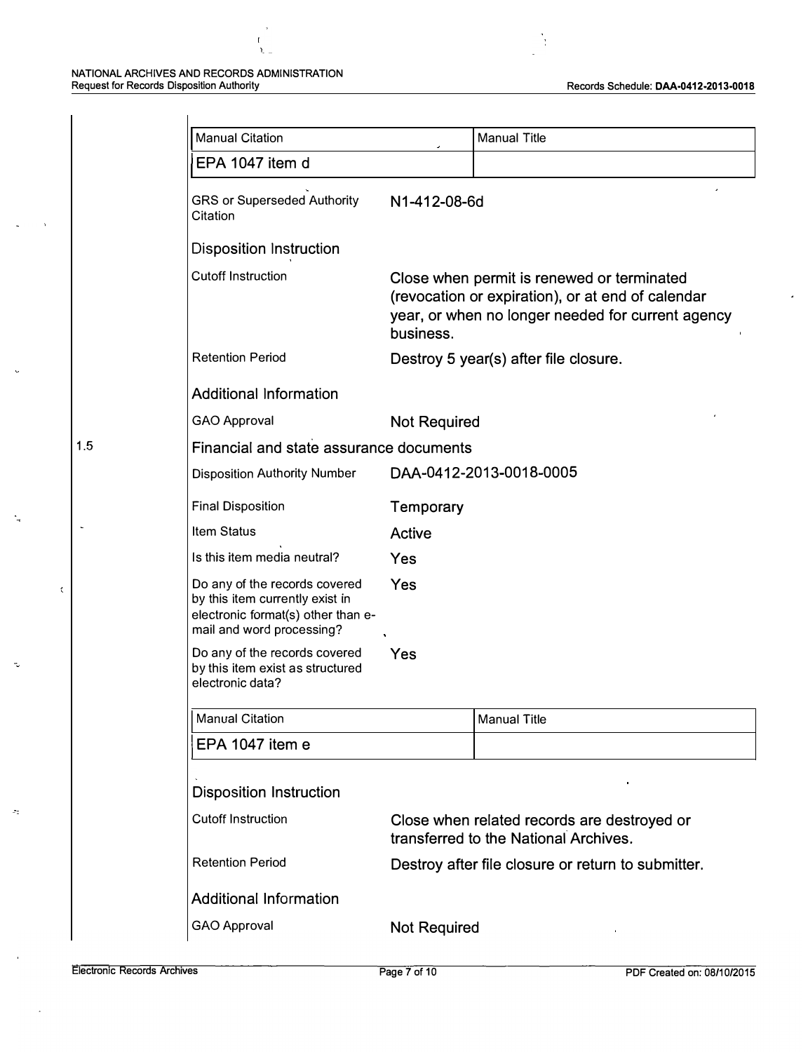| Manual Citation | Manual Title |
|---|---|
| EPA 1047 item d | |

GRS or Superseded Authority Citation: N1-412-08-6d

Disposition Instruction

Cutoff Instruction: Close when permit is renewed or terminated (revocation or expiration), or at end of calendar year, or when no longer needed for current agency business.

Retention Period: Destroy 5 year(s) after file closure.

Additional Information

GAO Approval: Not Required

1.5 Financial and state assurance documents

Disposition Authority Number: DAA-0412-2013-0018-0005

Final Disposition: Temporary

Item Status: Active

Is this item media neutral?: Yes

Do any of the records covered by this item currently exist in electronic format(s) other than e-mail and word processing?: Yes

Do any of the records covered by this item exist as structured electronic data?: Yes

| Manual Citation | Manual Title |
|---|---|
| EPA 1047 item e | |

Disposition Instruction

Cutoff Instruction: Close when related records are destroyed or transferred to the National Archives.

Retention Period: Destroy after file closure or return to submitter.

Additional Information

GAO Approval: Not Required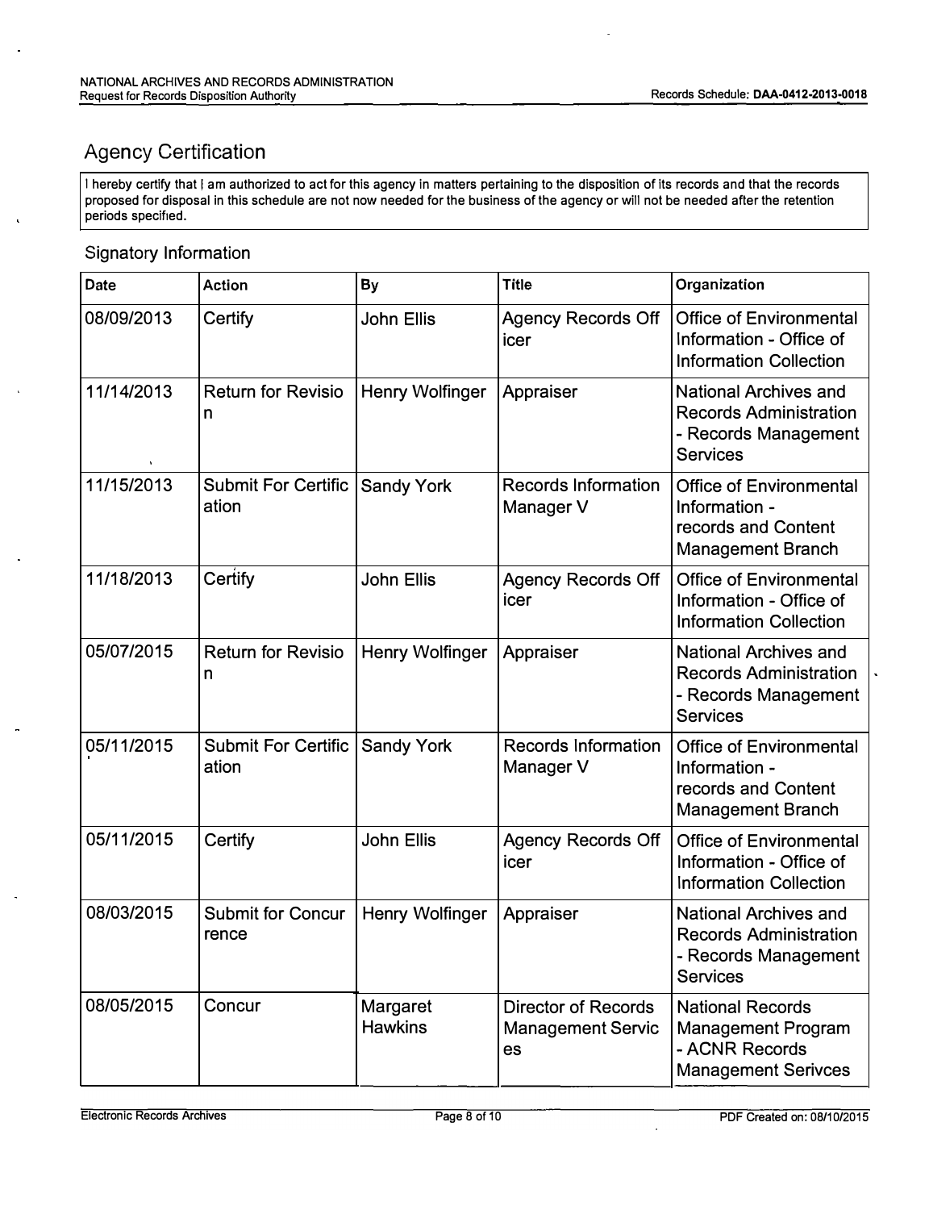## Agency Certification

I hereby certify that I am authorized to act for this agency in matters pertaining to the disposition of its records and that the records proposed for disposal in this schedule are not now needed for the business of the agency or will not be needed after the retention periods specified.

### Signatory Information

| Date | Action | By | Title | Organization |
| --- | --- | --- | --- | --- |
| 08/09/2013 | Certify | John Ellis | Agency Records Officer | Office of Environmental Information - Office of Information Collection |
| 11/14/2013 | Return for Revision | Henry Wolfinger | Appraiser | National Archives and Records Administration - Records Management Services |
| 11/15/2013 | Submit For Certification | Sandy York | Records Information Manager V | Office of Environmental Information - records and Content Management Branch |
| 11/18/2013 | Certify | John Ellis | Agency Records Officer | Office of Environmental Information - Office of Information Collection |
| 05/07/2015 | Return for Revision | Henry Wolfinger | Appraiser | National Archives and Records Administration - Records Management Services |
| 05/11/2015 | Submit For Certification | Sandy York | Records Information Manager V | Office of Environmental Information - records and Content Management Branch |
| 05/11/2015 | Certify | John Ellis | Agency Records Officer | Office of Environmental Information - Office of Information Collection |
| 08/03/2015 | Submit for Concurrence | Henry Wolfinger | Appraiser | National Archives and Records Administration - Records Management Services |
| 08/05/2015 | Concur | Margaret Hawkins | Director of Records Management Services | National Records Management Program - ACNR Records Management Serivces |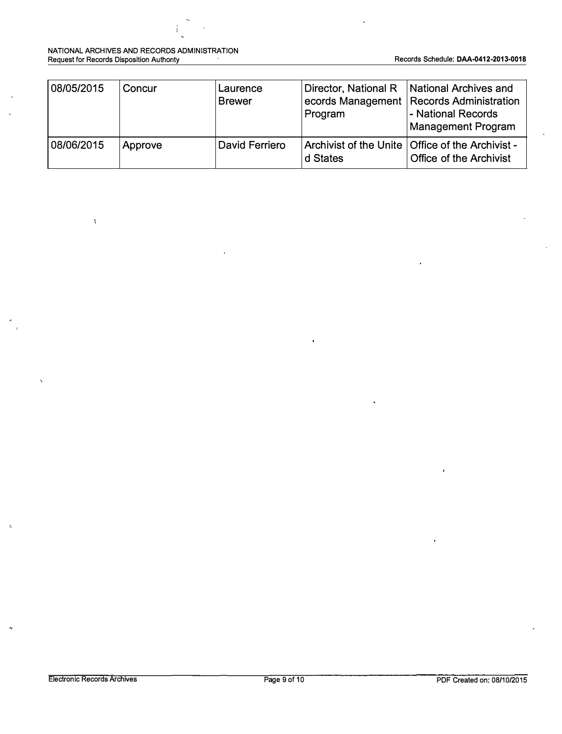| | | | | |
|---|---|---|---|---|
| 08/05/2015 | Concur | Laurence Brewer | Director, National Records Management Program | National Archives and Records Administration - National Records Management Program |
| 08/06/2015 | Approve | David Ferriero | Archivist of the United States | Office of the Archivist - Office of the Archivist |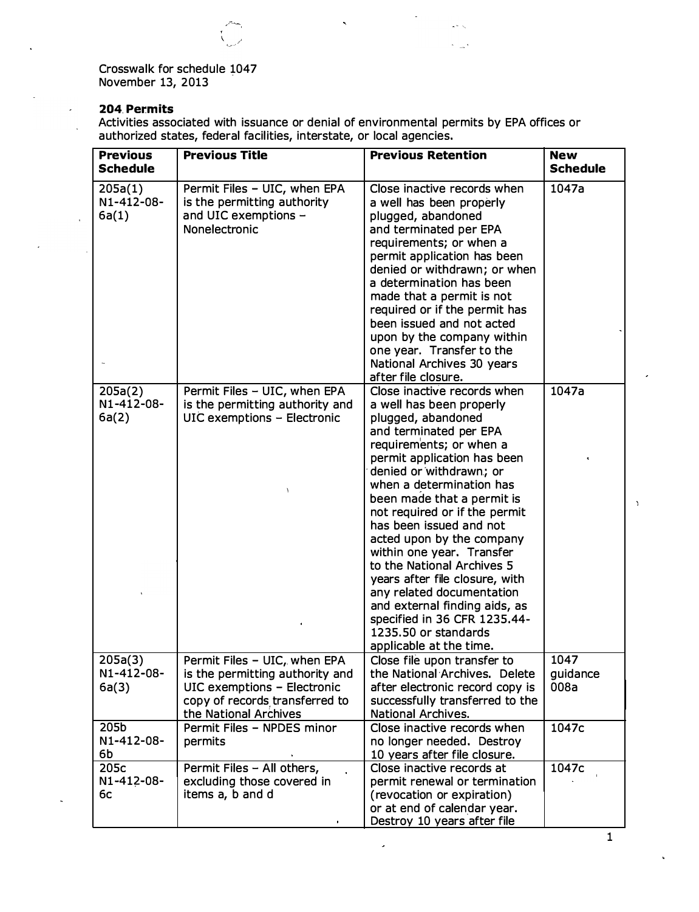Crosswalk for schedule 1047
November 13, 2013

**204 Permits**

Activities associated with issuance or denial of environmental permits by EPA offices or authorized states, federal facilities, interstate, or local agencies.

| Previous Schedule | Previous Title | Previous Retention | New Schedule |
|---|---|---|---|
| 205a(1) N1-412-08-6a(1) | Permit Files – UIC, when EPA is the permitting authority and UIC exemptions – Nonelectronic | Close inactive records when a well has been properly plugged, abandoned and terminated per EPA requirements; or when a permit application has been denied or withdrawn; or when a determination has been made that a permit is not required or if the permit has been issued and not acted upon by the company within one year. Transfer to the National Archives 30 years after file closure. | 1047a |
| 205a(2) N1-412-08-6a(2) | Permit Files – UIC, when EPA is the permitting authority and UIC exemptions – Electronic | Close inactive records when a well has been properly plugged, abandoned and terminated per EPA requirements; or when a permit application has been denied or withdrawn; or when a determination has been made that a permit is not required or if the permit has been issued and not acted upon by the company within one year. Transfer to the National Archives 5 years after file closure, with any related documentation and external finding aids, as specified in 36 CFR 1235.44-1235.50 or standards applicable at the time. | 1047a |
| 205a(3) N1-412-08-6a(3) | Permit Files – UIC, when EPA is the permitting authority and UIC exemptions – Electronic copy of records transferred to the National Archives | Close file upon transfer to the National Archives. Delete after electronic record copy is successfully transferred to the National Archives. | 1047 guidance 008a |
| 205b N1-412-08-6b | Permit Files – NPDES minor permits | Close inactive records when no longer needed. Destroy 10 years after file closure. | 1047c |
| 205c N1-412-08-6c | Permit Files – All others, excluding those covered in items a, b and d | Close inactive records at permit renewal or termination (revocation or expiration) or at end of calendar year. Destroy 10 years after file | 1047c |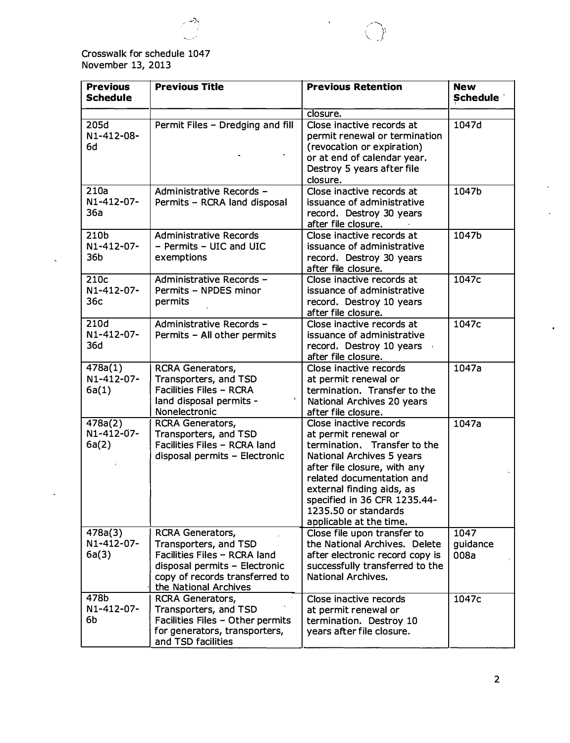Crosswalk for schedule 1047
November 13, 2013

| Previous Schedule | Previous Title | Previous Retention | New Schedule |
|---|---|---|---|
| | | closure. | |
| 205d N1-412-08-6d | Permit Files – Dredging and fill | Close inactive records at permit renewal or termination (revocation or expiration) or at end of calendar year. Destroy 5 years after file closure. | 1047d |
| 210a N1-412-07-36a | Administrative Records – Permits – RCRA land disposal | Close inactive records at issuance of administrative record. Destroy 30 years after file closure. | 1047b |
| 210b N1-412-07-36b | Administrative Records – Permits – UIC and UIC exemptions | Close inactive records at issuance of administrative record. Destroy 30 years after file closure. | 1047b |
| 210c N1-412-07-36c | Administrative Records – Permits – NPDES minor permits | Close inactive records at issuance of administrative record. Destroy 10 years after file closure. | 1047c |
| 210d N1-412-07-36d | Administrative Records – Permits – All other permits | Close inactive records at issuance of administrative record. Destroy 10 years after file closure. | 1047c |
| 478a(1) N1-412-07-6a(1) | RCRA Generators, Transporters, and TSD Facilities Files – RCRA land disposal permits - Nonelectronic | Close inactive records at permit renewal or termination. Transfer to the National Archives 20 years after file closure. | 1047a |
| 478a(2) N1-412-07-6a(2) | RCRA Generators, Transporters, and TSD Facilities Files – RCRA land disposal permits – Electronic | Close inactive records at permit renewal or termination. Transfer to the National Archives 5 years after file closure, with any related documentation and external finding aids, as specified in 36 CFR 1235.44-1235.50 or standards applicable at the time. | 1047a |
| 478a(3) N1-412-07-6a(3) | RCRA Generators, Transporters, and TSD Facilities Files – RCRA land disposal permits – Electronic copy of records transferred to the National Archives | Close file upon transfer to the National Archives. Delete after electronic record copy is successfully transferred to the National Archives. | 1047 guidance 008a |
| 478b N1-412-07-6b | RCRA Generators, Transporters, and TSD Facilities Files – Other permits for generators, transporters, and TSD facilities | Close inactive records at permit renewal or termination. Destroy 10 years after file closure. | 1047c |